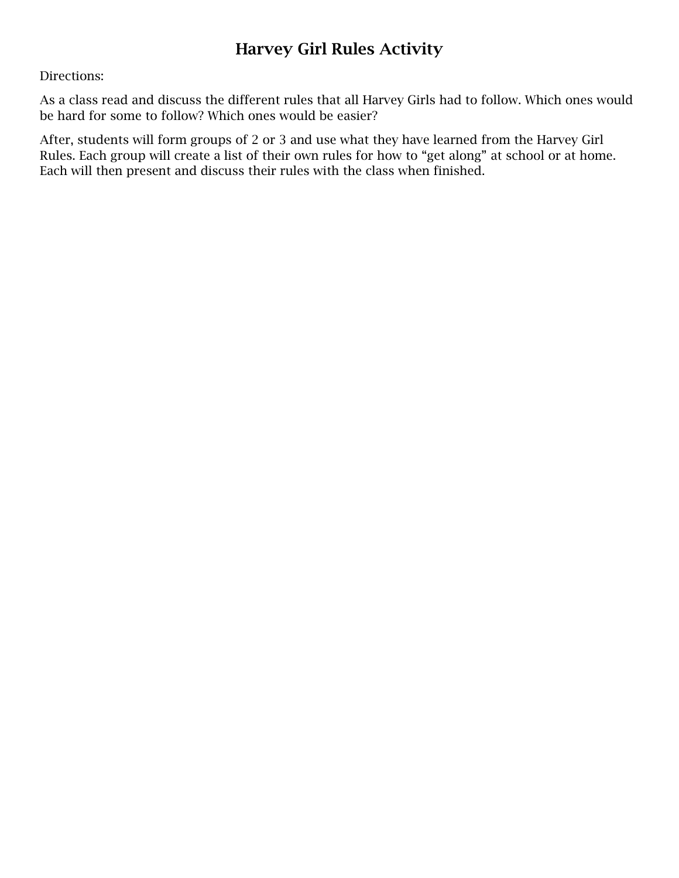# Harvey Girl Rules Activity

Directions:

As a class read and discuss the different rules that all Harvey Girls had to follow. Which ones would be hard for some to follow? Which ones would be easier?

After, students will form groups of 2 or 3 and use what they have learned from the Harvey Girl Rules. Each group will create a list of their own rules for how to "get along" at school or at home. Each will then present and discuss their rules with the class when finished.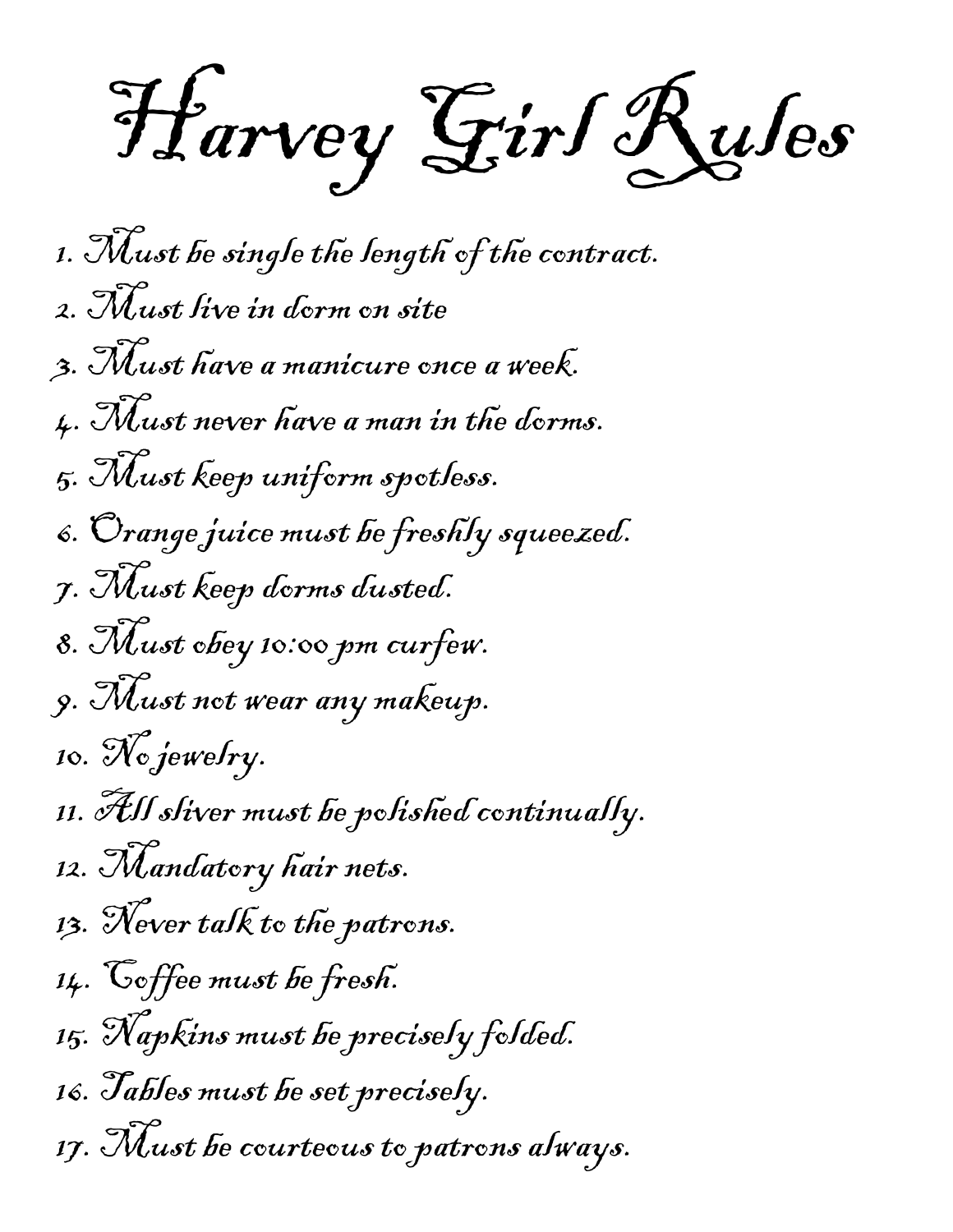# Harvey Girl Rules

1. Must be single the length of the contract.
2. Must live in dorm on site
3. Must have a manicure once a week.
4. Must never have a man in the dorms.
5. Must keep uniform spotless.
6. Orange juice must be freshly squeezed.
7. Must keep dorms dusted.
8. Must obey 10:00 pm curfew.
9. Must not wear any makeup.
10. No jewelry.
11. All sliver must be polished continually.
12. Mandatory hair nets.
13. Never talk to the patrons.
14. Coffee must be fresh.
15. Napkins must be precisely folded.
16. Tables must be set precisely.
17. Must be courteous to patrons always.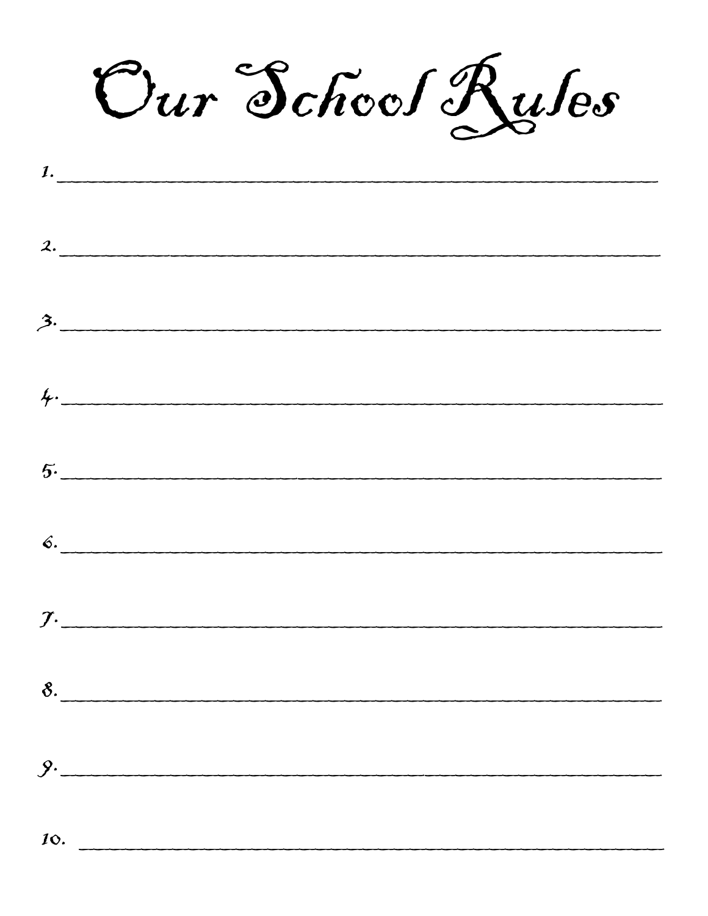# Our School Rules

1. ______________________________________________

2. ______________________________________________

3. ______________________________________________

4. ______________________________________________

5. ______________________________________________

6. ______________________________________________

7. ______________________________________________

8. ______________________________________________

9. ______________________________________________

10. ______________________________________________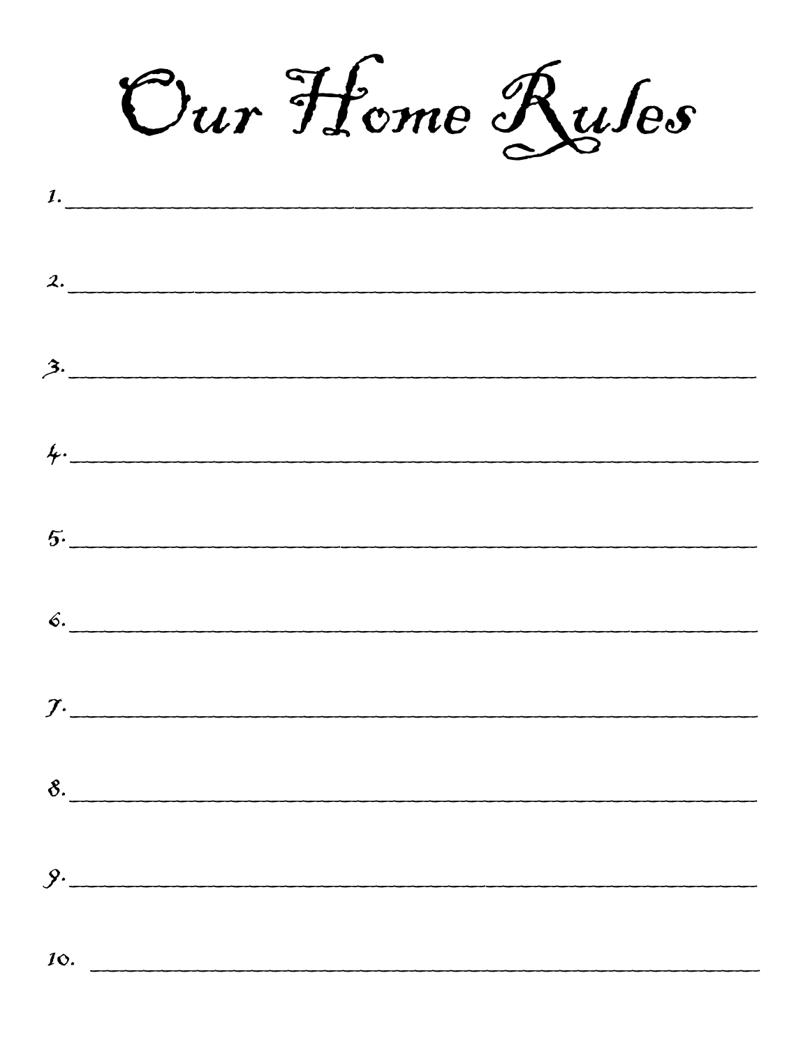# Our Home Rules

1. ______________________________________________

2. ______________________________________________

3. ______________________________________________

4. ______________________________________________

5. ______________________________________________

6. ______________________________________________

7. ______________________________________________

8. ______________________________________________

9. ______________________________________________

10. ______________________________________________